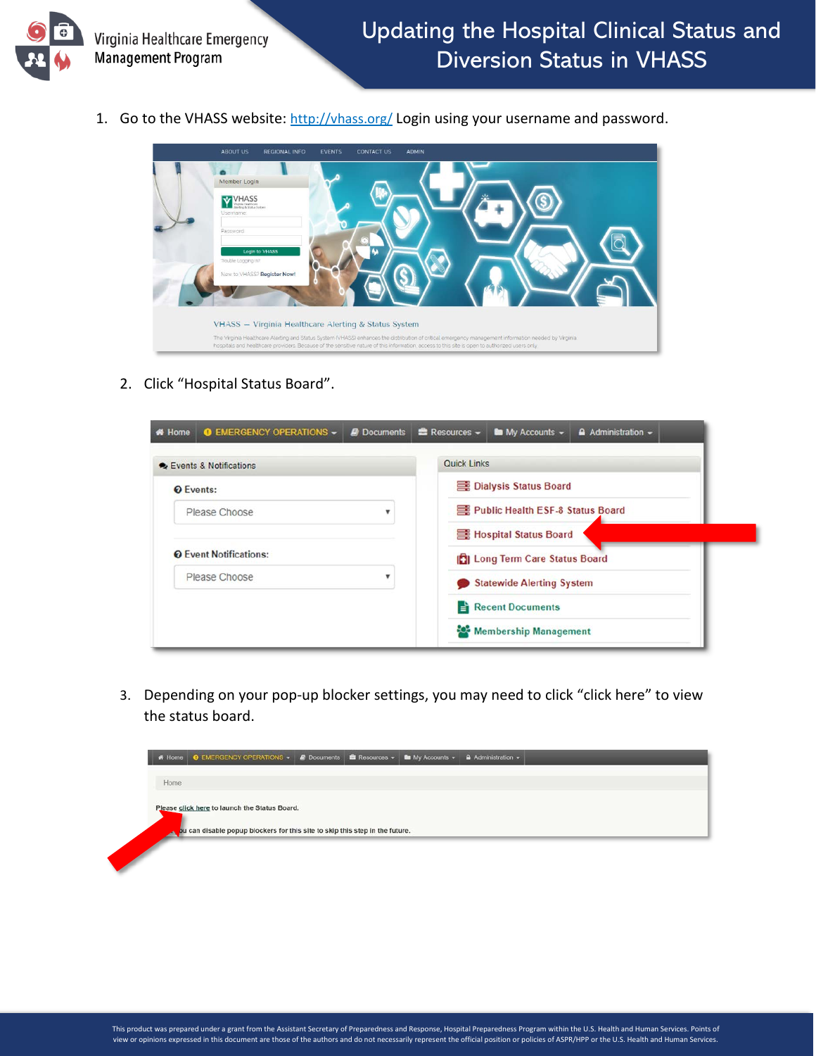Virginia Healthcare Emergency Management Program

# Updating the Hospital Clinical Status and Diversion Status in VHASS

1. Go to the VHASS website: http://vhass.org/ Login using your username and password.

2. Click "Hospital Status Board".

3. Depending on your pop-up blocker settings, you may need to click "click here" to view the status board.

This product was prepared under a grant from the Assistant Secretary of Preparedness and Response, Hospital Preparedness Program within the U.S. Health and Human Services. Points of view or opinions expressed in this document are those of the authors and do not necessarily represent the official position or policies of ASPR/HPP or the U.S. Health and Human Services.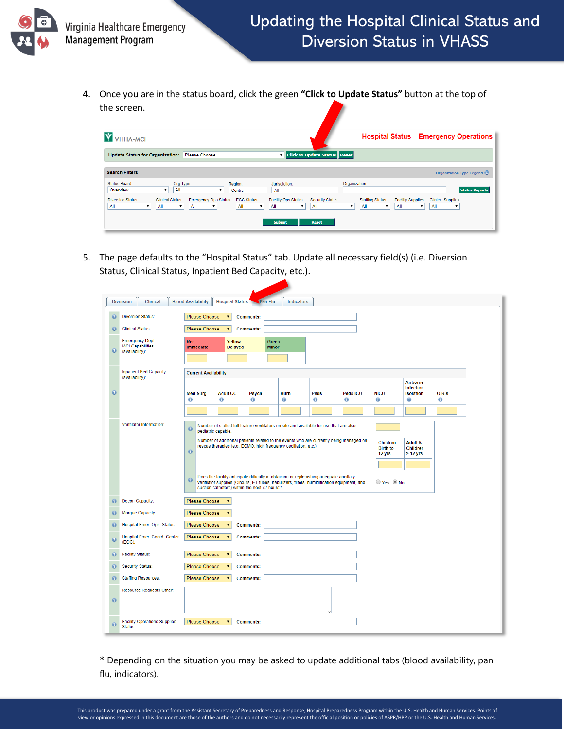4. Once you are in the status board, click the green **"Click to Update Status"** button at the top of the screen.

5. The page defaults to the "Hospital Status" tab. Update all necessary field(s) (i.e. Diversion Status, Clinical Status, Inpatient Bed Capacity, etc.).

\* Depending on the situation you may be asked to update additional tabs (blood availability, pan flu, indicators).